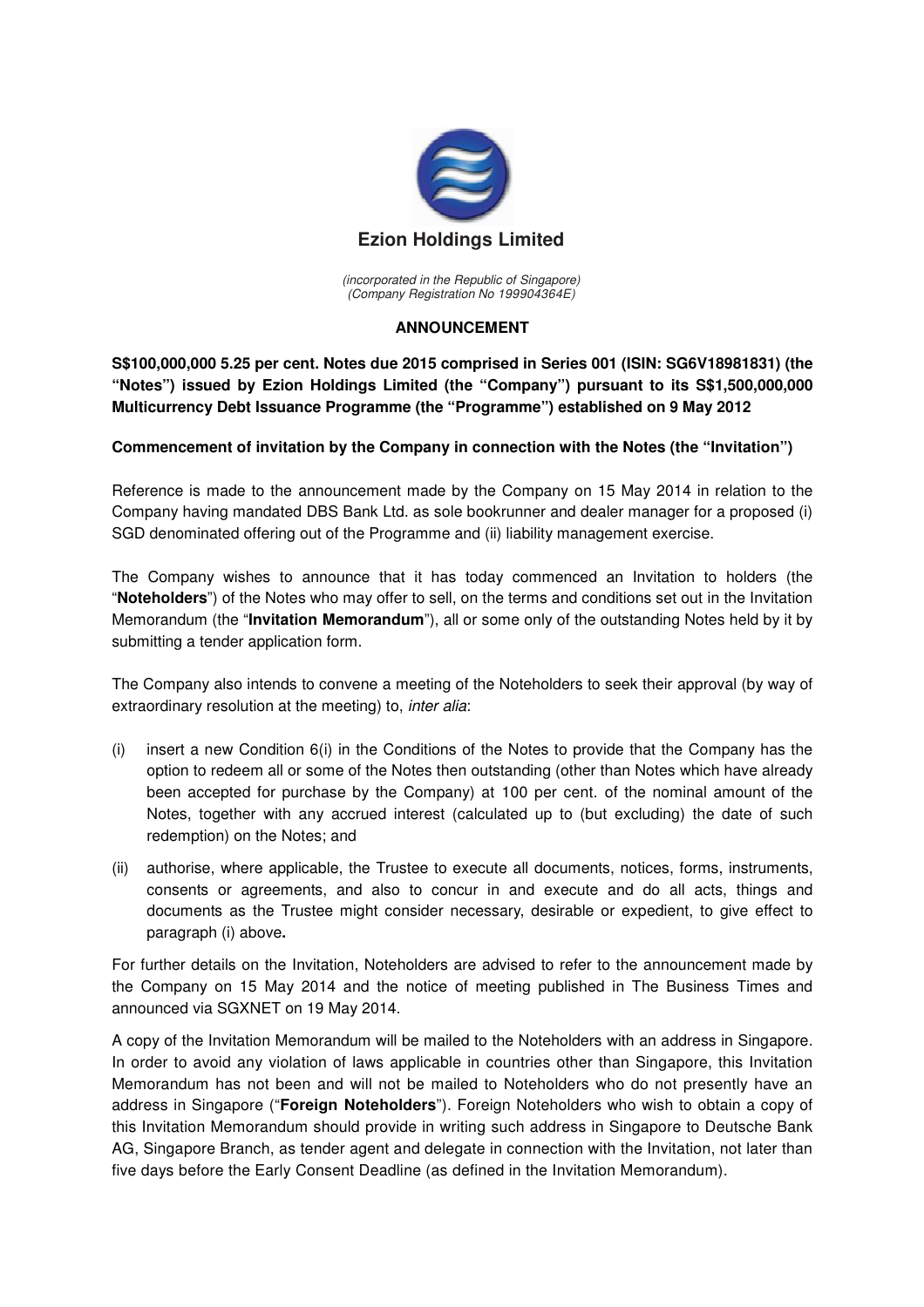# Ezion Holdings Limited

*(incorporated in the Republic of Singapore)*
*(Company Registration No 199904364E)*

## ANNOUNCEMENT

**S$100,000,000 5.25 per cent. Notes due 2015 comprised in Series 001 (ISIN: SG6V18981831) (the "Notes") issued by Ezion Holdings Limited (the "Company") pursuant to its S$1,500,000,000 Multicurrency Debt Issuance Programme (the "Programme") established on 9 May 2012**

**Commencement of invitation by the Company in connection with the Notes (the "Invitation")**

Reference is made to the announcement made by the Company on 15 May 2014 in relation to the Company having mandated DBS Bank Ltd. as sole bookrunner and dealer manager for a proposed (i) SGD denominated offering out of the Programme and (ii) liability management exercise.

The Company wishes to announce that it has today commenced an Invitation to holders (the "**Noteholders**") of the Notes who may offer to sell, on the terms and conditions set out in the Invitation Memorandum (the "**Invitation Memorandum**"), all or some only of the outstanding Notes held by it by submitting a tender application form.

The Company also intends to convene a meeting of the Noteholders to seek their approval (by way of extraordinary resolution at the meeting) to, *inter alia*:

(i) insert a new Condition 6(i) in the Conditions of the Notes to provide that the Company has the option to redeem all or some of the Notes then outstanding (other than Notes which have already been accepted for purchase by the Company) at 100 per cent. of the nominal amount of the Notes, together with any accrued interest (calculated up to (but excluding) the date of such redemption) on the Notes; and

(ii) authorise, where applicable, the Trustee to execute all documents, notices, forms, instruments, consents or agreements, and also to concur in and execute and do all acts, things and documents as the Trustee might consider necessary, desirable or expedient, to give effect to paragraph (i) above**.**

For further details on the Invitation, Noteholders are advised to refer to the announcement made by the Company on 15 May 2014 and the notice of meeting published in The Business Times and announced via SGXNET on 19 May 2014.

A copy of the Invitation Memorandum will be mailed to the Noteholders with an address in Singapore. In order to avoid any violation of laws applicable in countries other than Singapore, this Invitation Memorandum has not been and will not be mailed to Noteholders who do not presently have an address in Singapore ("**Foreign Noteholders**"). Foreign Noteholders who wish to obtain a copy of this Invitation Memorandum should provide in writing such address in Singapore to Deutsche Bank AG, Singapore Branch, as tender agent and delegate in connection with the Invitation, not later than five days before the Early Consent Deadline (as defined in the Invitation Memorandum).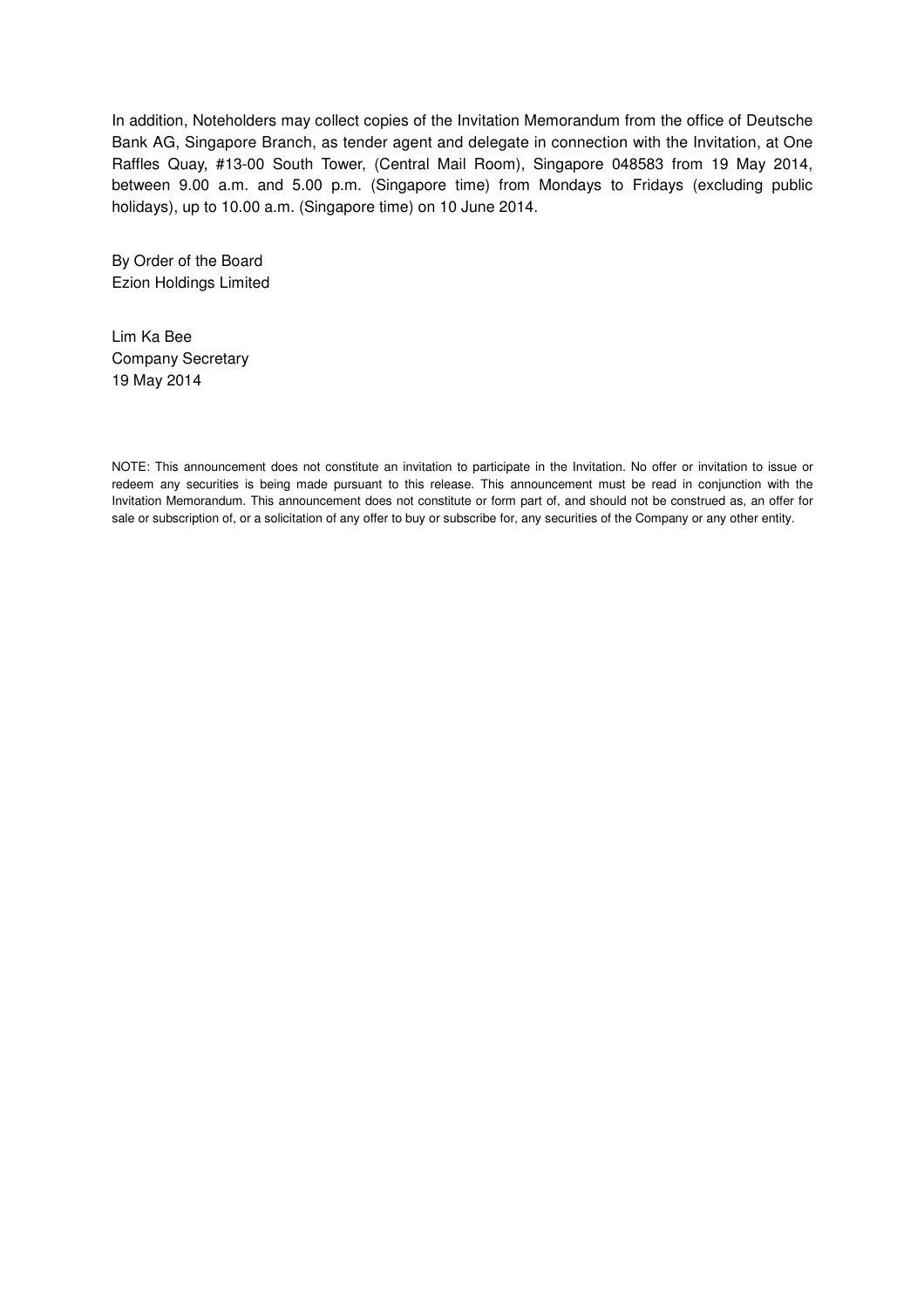In addition, Noteholders may collect copies of the Invitation Memorandum from the office of Deutsche Bank AG, Singapore Branch, as tender agent and delegate in connection with the Invitation, at One Raffles Quay, #13-00 South Tower, (Central Mail Room), Singapore 048583 from 19 May 2014, between 9.00 a.m. and 5.00 p.m. (Singapore time) from Mondays to Fridays (excluding public holidays), up to 10.00 a.m. (Singapore time) on 10 June 2014.

By Order of the Board  
Ezion Holdings Limited

Lim Ka Bee  
Company Secretary  
19 May 2014

NOTE: This announcement does not constitute an invitation to participate in the Invitation. No offer or invitation to issue or redeem any securities is being made pursuant to this release. This announcement must be read in conjunction with the Invitation Memorandum. This announcement does not constitute or form part of, and should not be construed as, an offer for sale or subscription of, or a solicitation of any offer to buy or subscribe for, any securities of the Company or any other entity.